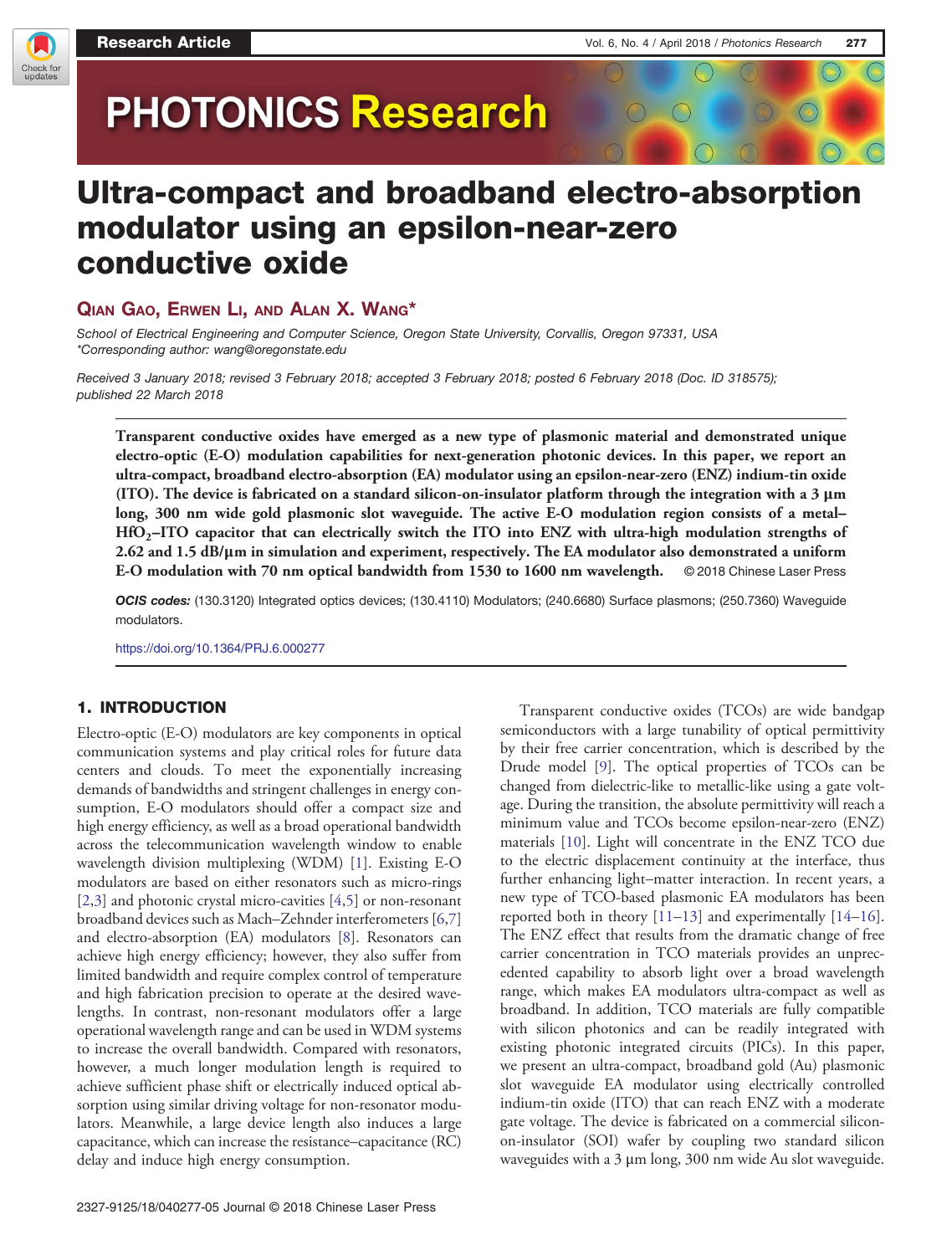# Ultra-compact and broadband electro-absorption modulator using an epsilon-near-zero conductive oxide

**Qian Gao, Erwen Li, and Alan X. Wang***

*School of Electrical Engineering and Computer Science, Oregon State University, Corvallis, Oregon 97331, USA*
*\*Corresponding author: wang@oregonstate.edu*

*Received 3 January 2018; revised 3 February 2018; accepted 3 February 2018; posted 6 February 2018 (Doc. ID 318575); published 22 March 2018*

**Transparent conductive oxides have emerged as a new type of plasmonic material and demonstrated unique electro-optic (E-O) modulation capabilities for next-generation photonic devices. In this paper, we report an ultra-compact, broadband electro-absorption (EA) modulator using an epsilon-near-zero (ENZ) indium-tin oxide (ITO). The device is fabricated on a standard silicon-on-insulator platform through the integration with a 3 μm long, 300 nm wide gold plasmonic slot waveguide. The active E-O modulation region consists of a metal–$HfO_2$–ITO capacitor that can electrically switch the ITO into ENZ with ultra-high modulation strengths of 2.62 and 1.5 dB/μm in simulation and experiment, respectively. The EA modulator also demonstrated a uniform E-O modulation with 70 nm optical bandwidth from 1530 to 1600 nm wavelength.** © 2018 Chinese Laser Press

***OCIS codes:*** (130.3120) Integrated optics devices; (130.4110) Modulators; (240.6680) Surface plasmons; (250.7360) Waveguide modulators.

https://doi.org/10.1364/PRJ.6.000277

## 1. INTRODUCTION

Electro-optic (E-O) modulators are key components in optical communication systems and play critical roles for future data centers and clouds. To meet the exponentially increasing demands of bandwidths and stringent challenges in energy consumption, E-O modulators should offer a compact size and high energy efficiency, as well as a broad operational bandwidth across the telecommunication wavelength window to enable wavelength division multiplexing (WDM) [1]. Existing E-O modulators are based on either resonators such as micro-rings [2,3] and photonic crystal micro-cavities [4,5] or non-resonant broadband devices such as Mach–Zehnder interferometers [6,7] and electro-absorption (EA) modulators [8]. Resonators can achieve high energy efficiency; however, they also suffer from limited bandwidth and require complex control of temperature and high fabrication precision to operate at the desired wavelengths. In contrast, non-resonant modulators offer a large operational wavelength range and can be used in WDM systems to increase the overall bandwidth. Compared with resonators, however, a much longer modulation length is required to achieve sufficient phase shift or electrically induced optical absorption using similar driving voltage for non-resonator modulators. Meanwhile, a large device length also induces a large capacitance, which can increase the resistance–capacitance (RC) delay and induce high energy consumption.

Transparent conductive oxides (TCOs) are wide bandgap semiconductors with a large tunability of optical permittivity by their free carrier concentration, which is described by the Drude model [9]. The optical properties of TCOs can be changed from dielectric-like to metallic-like using a gate voltage. During the transition, the absolute permittivity will reach a minimum value and TCOs become epsilon-near-zero (ENZ) materials [10]. Light will concentrate in the ENZ TCO due to the electric displacement continuity at the interface, thus further enhancing light–matter interaction. In recent years, a new type of TCO-based plasmonic EA modulators has been reported both in theory [11–13] and experimentally [14–16]. The ENZ effect that results from the dramatic change of free carrier concentration in TCO materials provides an unprecedented capability to absorb light over a broad wavelength range, which makes EA modulators ultra-compact as well as broadband. In addition, TCO materials are fully compatible with silicon photonics and can be readily integrated with existing photonic integrated circuits (PICs). In this paper, we present an ultra-compact, broadband gold (Au) plasmonic slot waveguide EA modulator using electrically controlled indium-tin oxide (ITO) that can reach ENZ with a moderate gate voltage. The device is fabricated on a commercial silicon-on-insulator (SOI) wafer by coupling two standard silicon waveguides with a 3 μm long, 300 nm wide Au slot waveguide.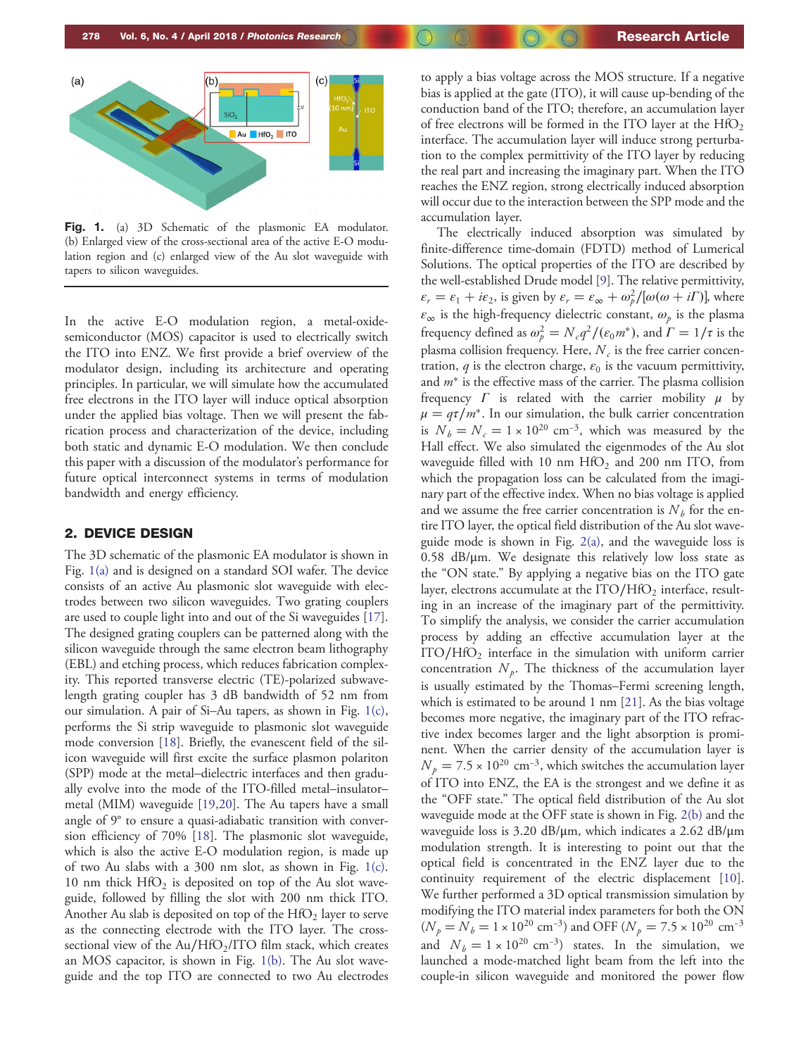Fig. 1. (a) 3D Schematic of the plasmonic EA modulator. (b) Enlarged view of the cross-sectional area of the active E-O modulation region and (c) enlarged view of the Au slot waveguide with tapers to silicon waveguides.

In the active E-O modulation region, a metal-oxide-semiconductor (MOS) capacitor is used to electrically switch the ITO into ENZ. We first provide a brief overview of the modulator design, including its architecture and operating principles. In particular, we will simulate how the accumulated free electrons in the ITO layer will induce optical absorption under the applied bias voltage. Then we will present the fabrication process and characterization of the device, including both static and dynamic E-O modulation. We then conclude this paper with a discussion of the modulator's performance for future optical interconnect systems in terms of modulation bandwidth and energy efficiency.

## 2. DEVICE DESIGN

The 3D schematic of the plasmonic EA modulator is shown in Fig. 1(a) and is designed on a standard SOI wafer. The device consists of an active Au plasmonic slot waveguide with electrodes between two silicon waveguides. Two grating couplers are used to couple light into and out of the Si waveguides [17]. The designed grating couplers can be patterned along with the silicon waveguide through the same electron beam lithography (EBL) and etching process, which reduces fabrication complexity. This reported transverse electric (TE)-polarized subwavelength grating coupler has 3 dB bandwidth of 52 nm from our simulation. A pair of Si–Au tapers, as shown in Fig. 1(c), performs the Si strip waveguide to plasmonic slot waveguide mode conversion [18]. Briefly, the evanescent field of the silicon waveguide will first excite the surface plasmon polariton (SPP) mode at the metal–dielectric interfaces and then gradually evolve into the mode of the ITO-filled metal–insulator–metal (MIM) waveguide [19,20]. The Au tapers have a small angle of 9° to ensure a quasi-adiabatic transition with conversion efficiency of 70% [18]. The plasmonic slot waveguide, which is also the active E-O modulation region, is made up of two Au slabs with a 300 nm slot, as shown in Fig. 1(c). 10 nm thick $HfO_2$ is deposited on top of the Au slot waveguide, followed by filling the slot with 200 nm thick ITO. Another Au slab is deposited on top of the $HfO_2$ layer to serve as the connecting electrode with the ITO layer. The cross-sectional view of the Au/$HfO_2$/ITO film stack, which creates an MOS capacitor, is shown in Fig. 1(b). The Au slot waveguide and the top ITO are connected to two Au electrodes to apply a bias voltage across the MOS structure. If a negative bias is applied at the gate (ITO), it will cause up-bending of the conduction band of the ITO; therefore, an accumulation layer of free electrons will be formed in the ITO layer at the $HfO_2$ interface. The accumulation layer will induce strong perturbation to the complex permittivity of the ITO layer by reducing the real part and increasing the imaginary part. When the ITO reaches the ENZ region, strong electrically induced absorption will occur due to the interaction between the SPP mode and the accumulation layer.

The electrically induced absorption was simulated by finite-difference time-domain (FDTD) method of Lumerical Solutions. The optical properties of the ITO are described by the well-established Drude model [9]. The relative permittivity, $\varepsilon_r = \varepsilon_1 + i\varepsilon_2$, is given by $\varepsilon_r = \varepsilon_\infty + \omega_p^2/[\omega(\omega + i\Gamma)]$, where $\varepsilon_\infty$ is the high-frequency dielectric constant, $\omega_p$ is the plasma frequency defined as $\omega_p^2 = N_c q^2/(\varepsilon_0 m^*)$, and $\Gamma = 1/\tau$ is the plasma collision frequency. Here, $N_c$ is the free carrier concentration, $q$ is the electron charge, $\varepsilon_0$ is the vacuum permittivity, and $m^*$ is the effective mass of the carrier. The plasma collision frequency $\Gamma$ is related with the carrier mobility $\mu$ by $\mu = q\tau/m^*$. In our simulation, the bulk carrier concentration is $N_b = N_c = 1 \times 10^{20}\ \text{cm}^{-3}$, which was measured by the Hall effect. We also simulated the eigenmodes of the Au slot waveguide filled with 10 nm $HfO_2$ and 200 nm ITO, from which the propagation loss can be calculated from the imaginary part of the effective index. When no bias voltage is applied and we assume the free carrier concentration is $N_b$ for the entire ITO layer, the optical field distribution of the Au slot waveguide mode is shown in Fig. 2(a), and the waveguide loss is 0.58 dB/μm. We designate this relatively low loss state as the "ON state." By applying a negative bias on the ITO gate layer, electrons accumulate at the ITO/$HfO_2$ interface, resulting in an increase of the imaginary part of the permittivity. To simplify the analysis, we consider the carrier accumulation process by adding an effective accumulation layer at the ITO/$HfO_2$ interface in the simulation with uniform carrier concentration $N_p$. The thickness of the accumulation layer is usually estimated by the Thomas–Fermi screening length, which is estimated to be around 1 nm [21]. As the bias voltage becomes more negative, the imaginary part of the ITO refractive index becomes larger and the light absorption is prominent. When the carrier density of the accumulation layer is $N_p = 7.5 \times 10^{20}\ \text{cm}^{-3}$, which switches the accumulation layer of ITO into ENZ, the EA is the strongest and we define it as the "OFF state." The optical field distribution of the Au slot waveguide mode at the OFF state is shown in Fig. 2(b) and the waveguide loss is 3.20 dB/μm, which indicates a 2.62 dB/μm modulation strength. It is interesting to point out that the optical field is concentrated in the ENZ layer due to the continuity requirement of the electric displacement [10]. We further performed a 3D optical transmission simulation by modifying the ITO material index parameters for both the ON ($N_p = N_b = 1 \times 10^{20}\ \text{cm}^{-3}$) and OFF ($N_p = 7.5 \times 10^{20}\ \text{cm}^{-3}$ and $N_b = 1 \times 10^{20}\ \text{cm}^{-3}$) states. In the simulation, we launched a mode-matched light beam from the left into the couple-in silicon waveguide and monitored the power flow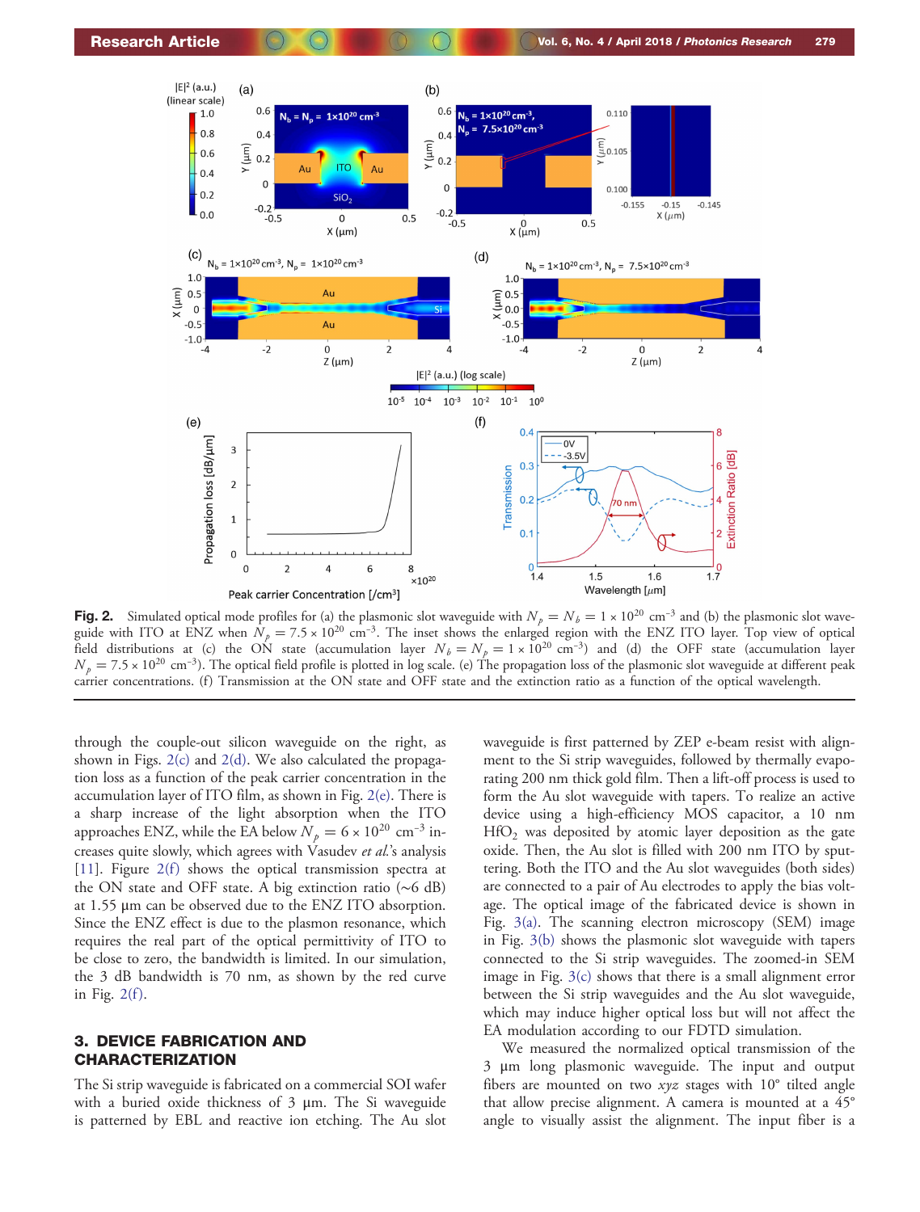**Fig. 2.** Simulated optical mode profiles for (a) the plasmonic slot waveguide with $N_p = N_b = 1 \times 10^{20}$ cm$^{-3}$ and (b) the plasmonic slot waveguide with ITO at ENZ when $N_p = 7.5 \times 10^{20}$ cm$^{-3}$. The inset shows the enlarged region with the ENZ ITO layer. Top view of optical field distributions at (c) the ON state (accumulation layer $N_b = N_p = 1 \times 10^{20}$ cm$^{-3}$) and (d) the OFF state (accumulation layer $N_p = 7.5 \times 10^{20}$ cm$^{-3}$). The optical field profile is plotted in log scale. (e) The propagation loss of the plasmonic slot waveguide at different peak carrier concentrations. (f) Transmission at the ON state and OFF state and the extinction ratio as a function of the optical wavelength.

through the couple-out silicon waveguide on the right, as shown in Figs. 2(c) and 2(d). We also calculated the propagation loss as a function of the peak carrier concentration in the accumulation layer of ITO film, as shown in Fig. 2(e). There is a sharp increase of the light absorption when the ITO approaches ENZ, while the EA below $N_p = 6 \times 10^{20}$ cm$^{-3}$ increases quite slowly, which agrees with Vasudev *et al.*'s analysis [11]. Figure 2(f) shows the optical transmission spectra at the ON state and OFF state. A big extinction ratio (~6 dB) at 1.55 μm can be observed due to the ENZ ITO absorption. Since the ENZ effect is due to the plasmon resonance, which requires the real part of the optical permittivity of ITO to be close to zero, the bandwidth is limited. In our simulation, the 3 dB bandwidth is 70 nm, as shown by the red curve in Fig. 2(f).

## 3. DEVICE FABRICATION AND CHARACTERIZATION

The Si strip waveguide is fabricated on a commercial SOI wafer with a buried oxide thickness of 3 μm. The Si waveguide is patterned by EBL and reactive ion etching. The Au slot waveguide is first patterned by ZEP e-beam resist with alignment to the Si strip waveguides, followed by thermally evaporating 200 nm thick gold film. Then a lift-off process is used to form the Au slot waveguide with tapers. To realize an active device using a high-efficiency MOS capacitor, a 10 nm $HfO_2$ was deposited by atomic layer deposition as the gate oxide. Then, the Au slot is filled with 200 nm ITO by sputtering. Both the ITO and the Au slot waveguides (both sides) are connected to a pair of Au electrodes to apply the bias voltage. The optical image of the fabricated device is shown in Fig. 3(a). The scanning electron microscopy (SEM) image in Fig. 3(b) shows the plasmonic slot waveguide with tapers connected to the Si strip waveguides. The zoomed-in SEM image in Fig. 3(c) shows that there is a small alignment error between the Si strip waveguides and the Au slot waveguide, which may induce higher optical loss but will not affect the EA modulation according to our FDTD simulation.

We measured the normalized optical transmission of the 3 μm long plasmonic waveguide. The input and output fibers are mounted on two *xyz* stages with 10° tilted angle that allow precise alignment. A camera is mounted at a 45° angle to visually assist the alignment. The input fiber is a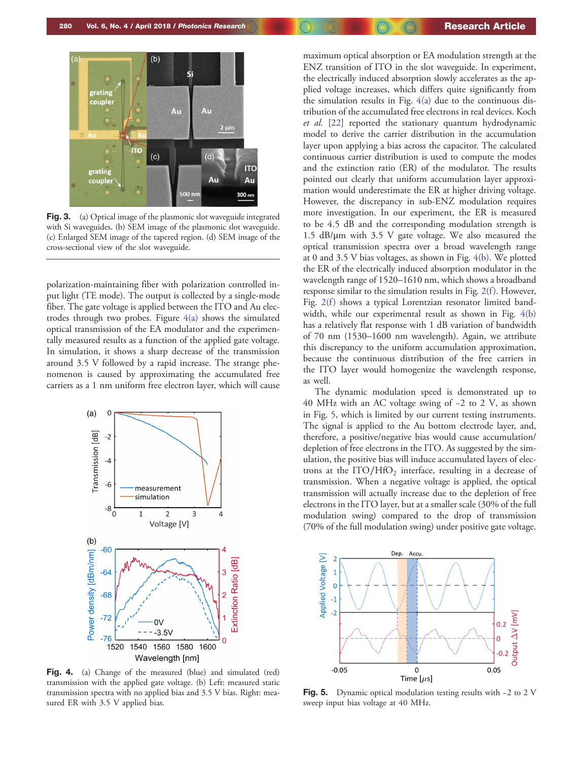Fig. 3. (a) Optical image of the plasmonic slot waveguide integrated with Si waveguides. (b) SEM image of the plasmonic slot waveguide. (c) Enlarged SEM image of the tapered region. (d) SEM image of the cross-sectional view of the slot waveguide.

polarization-maintaining fiber with polarization controlled input light (TE mode). The output is collected by a single-mode fiber. The gate voltage is applied between the ITO and Au electrodes through two probes. Figure 4(a) shows the simulated optical transmission of the EA modulator and the experimentally measured results as a function of the applied gate voltage. In simulation, it shows a sharp decrease of the transmission around 3.5 V followed by a rapid increase. The strange phenomenon is caused by approximating the accumulated free carriers as a 1 nm uniform free electron layer, which will cause maximum optical absorption or EA modulation strength at the ENZ transition of ITO in the slot waveguide. In experiment, the electrically induced absorption slowly accelerates as the applied voltage increases, which differs quite significantly from the simulation results in Fig. 4(a) due to the continuous distribution of the accumulated free electrons in real devices. Koch *et al.* [22] reported the stationary quantum hydrodynamic model to derive the carrier distribution in the accumulation layer upon applying a bias across the capacitor. The calculated continuous carrier distribution is used to compute the modes and the extinction ratio (ER) of the modulator. The results pointed out clearly that uniform accumulation layer approximation would underestimate the ER at higher driving voltage. However, the discrepancy in sub-ENZ modulation requires more investigation. In our experiment, the ER is measured to be 4.5 dB and the corresponding modulation strength is 1.5 dB/μm with 3.5 V gate voltage. We also measured the optical transmission spectra over a broad wavelength range at 0 and 3.5 V bias voltages, as shown in Fig. 4(b). We plotted the ER of the electrically induced absorption modulator in the wavelength range of 1520–1610 nm, which shows a broadband response similar to the simulation results in Fig. 2(f). However, Fig. 2(f) shows a typical Lorentzian resonator limited bandwidth, while our experimental result as shown in Fig. 4(b) has a relatively flat response with 1 dB variation of bandwidth of 70 nm (1530–1600 nm wavelength). Again, we attribute this discrepancy to the uniform accumulation approximation, because the continuous distribution of the free carriers in the ITO layer would homogenize the wavelength response, as well.

Fig. 4. (a) Change of the measured (blue) and simulated (red) transmission with the applied gate voltage. (b) Left: measured static transmission spectra with no applied bias and 3.5 V bias. Right: measured ER with 3.5 V applied bias.

The dynamic modulation speed is demonstrated up to 40 MHz with an AC voltage swing of −2 to 2 V, as shown in Fig. 5, which is limited by our current testing instruments. The signal is applied to the Au bottom electrode layer, and, therefore, a positive/negative bias would cause accumulation/depletion of free electrons in the ITO. As suggested by the simulation, the positive bias will induce accumulated layers of electrons at the ITO/$HfO_2$ interface, resulting in a decrease of transmission. When a negative voltage is applied, the optical transmission will actually increase due to the depletion of free electrons in the ITO layer, but at a smaller scale (30% of the full modulation swing) compared to the drop of transmission (70% of the full modulation swing) under positive gate voltage.

Fig. 5. Dynamic optical modulation testing results with −2 to 2 V sweep input bias voltage at 40 MHz.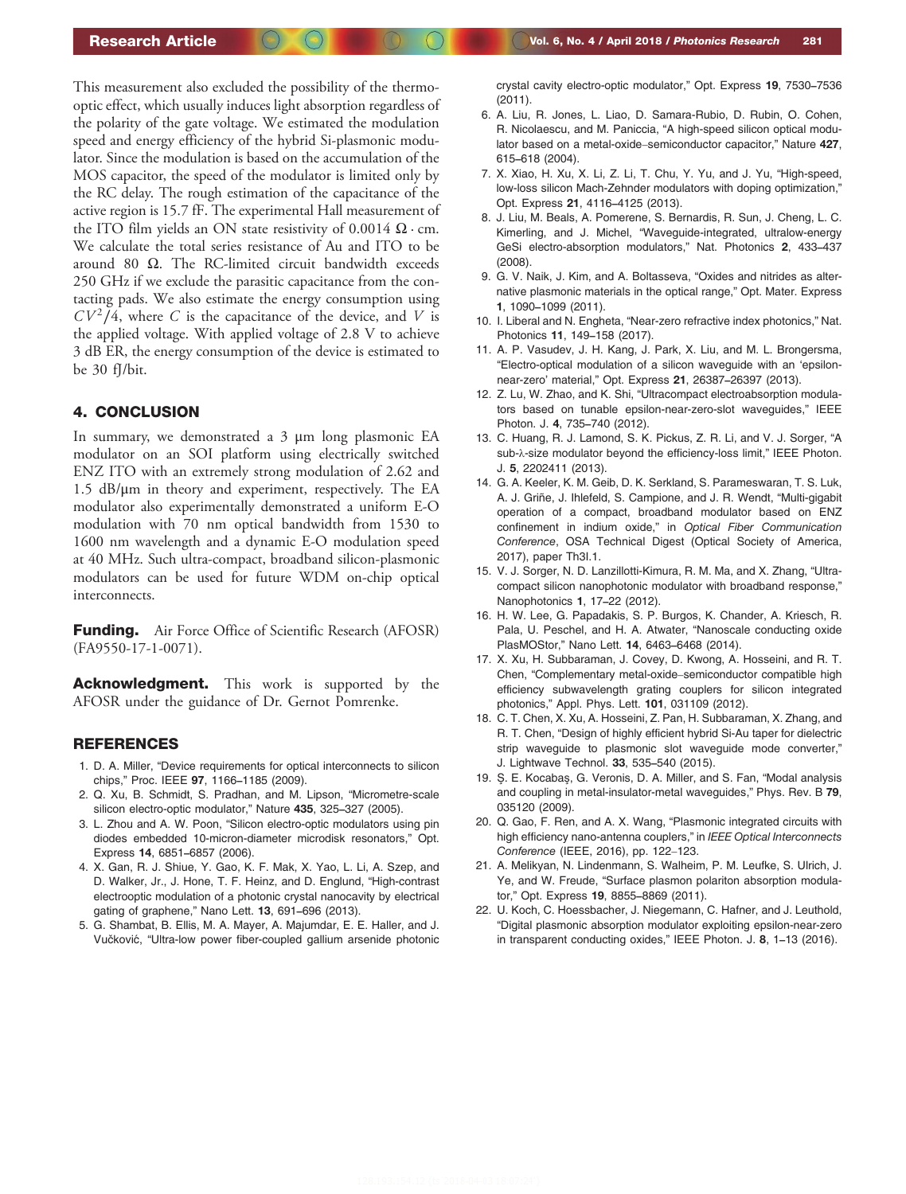This measurement also excluded the possibility of the thermo-optic effect, which usually induces light absorption regardless of the polarity of the gate voltage. We estimated the modulation speed and energy efficiency of the hybrid Si-plasmonic modulator. Since the modulation is based on the accumulation of the MOS capacitor, the speed of the modulator is limited only by the RC delay. The rough estimation of the capacitance of the active region is 15.7 fF. The experimental Hall measurement of the ITO film yields an ON state resistivity of 0.0014 $\Omega \cdot \text{cm}$. We calculate the total series resistance of Au and ITO to be around 80 $\Omega$. The RC-limited circuit bandwidth exceeds 250 GHz if we exclude the parasitic capacitance from the contacting pads. We also estimate the energy consumption using $CV^2/4$, where $C$ is the capacitance of the device, and $V$ is the applied voltage. With applied voltage of 2.8 V to achieve 3 dB ER, the energy consumption of the device is estimated to be 30 fJ/bit.

## 4. CONCLUSION

In summary, we demonstrated a 3 μm long plasmonic EA modulator on an SOI platform using electrically switched ENZ ITO with an extremely strong modulation of 2.62 and 1.5 dB/μm in theory and experiment, respectively. The EA modulator also experimentally demonstrated a uniform E-O modulation with 70 nm optical bandwidth from 1530 to 1600 nm wavelength and a dynamic E-O modulation speed at 40 MHz. Such ultra-compact, broadband silicon-plasmonic modulators can be used for future WDM on-chip optical interconnects.

**Funding.** Air Force Office of Scientific Research (AFOSR) (FA9550-17-1-0071).

**Acknowledgment.** This work is supported by the AFOSR under the guidance of Dr. Gernot Pomrenke.

## REFERENCES

1. D. A. Miller, "Device requirements for optical interconnects to silicon chips," Proc. IEEE **97**, 1166–1185 (2009).
2. Q. Xu, B. Schmidt, S. Pradhan, and M. Lipson, "Micrometre-scale silicon electro-optic modulator," Nature **435**, 325–327 (2005).
3. L. Zhou and A. W. Poon, "Silicon electro-optic modulators using pin diodes embedded 10-micron-diameter microdisk resonators," Opt. Express **14**, 6851–6857 (2006).
4. X. Gan, R. J. Shiue, Y. Gao, K. F. Mak, X. Yao, L. Li, A. Szep, and D. Walker, Jr., J. Hone, T. F. Heinz, and D. Englund, "High-contrast electrooptic modulation of a photonic crystal nanocavity by electrical gating of graphene," Nano Lett. **13**, 691–696 (2013).
5. G. Shambat, B. Ellis, M. A. Mayer, A. Majumdar, E. E. Haller, and J. Vučković, "Ultra-low power fiber-coupled gallium arsenide photonic crystal cavity electro-optic modulator," Opt. Express **19**, 7530–7536 (2011).
6. A. Liu, R. Jones, L. Liao, D. Samara-Rubio, D. Rubin, O. Cohen, R. Nicolaescu, and M. Paniccia, "A high-speed silicon optical modulator based on a metal-oxide–semiconductor capacitor," Nature **427**, 615–618 (2004).
7. X. Xiao, H. Xu, X. Li, Z. Li, T. Chu, Y. Yu, and J. Yu, "High-speed, low-loss silicon Mach-Zehnder modulators with doping optimization," Opt. Express **21**, 4116–4125 (2013).
8. J. Liu, M. Beals, A. Pomerene, S. Bernardis, R. Sun, J. Cheng, L. C. Kimerling, and J. Michel, "Waveguide-integrated, ultralow-energy GeSi electro-absorption modulators," Nat. Photonics **2**, 433–437 (2008).
9. G. V. Naik, J. Kim, and A. Boltasseva, "Oxides and nitrides as alternative plasmonic materials in the optical range," Opt. Mater. Express **1**, 1090–1099 (2011).
10. I. Liberal and N. Engheta, "Near-zero refractive index photonics," Nat. Photonics **11**, 149–158 (2017).
11. A. P. Vasudev, J. H. Kang, J. Park, X. Liu, and M. L. Brongersma, "Electro-optical modulation of a silicon waveguide with an 'epsilon-near-zero' material," Opt. Express **21**, 26387–26397 (2013).
12. Z. Lu, W. Zhao, and K. Shi, "Ultracompact electroabsorption modulators based on tunable epsilon-near-zero-slot waveguides," IEEE Photon. J. **4**, 735–740 (2012).
13. C. Huang, R. J. Lamond, S. K. Pickus, Z. R. Li, and V. J. Sorger, "A sub-λ-size modulator beyond the efficiency-loss limit," IEEE Photon. J. **5**, 2202411 (2013).
14. G. A. Keeler, K. M. Geib, D. K. Serkland, S. Parameswaran, T. S. Luk, A. J. Griñe, J. Ihlefeld, S. Campione, and J. R. Wendt, "Multi-gigabit operation of a compact, broadband modulator based on ENZ confinement in indium oxide," in *Optical Fiber Communication Conference*, OSA Technical Digest (Optical Society of America, 2017), paper Th3I.1.
15. V. J. Sorger, N. D. Lanzillotti-Kimura, R. M. Ma, and X. Zhang, "Ultra-compact silicon nanophotonic modulator with broadband response," Nanophotonics **1**, 17–22 (2012).
16. H. W. Lee, G. Papadakis, S. P. Burgos, K. Chander, A. Kriesch, R. Pala, U. Peschel, and H. A. Atwater, "Nanoscale conducting oxide PlasMOStor," Nano Lett. **14**, 6463–6468 (2014).
17. X. Xu, H. Subbaraman, J. Covey, D. Kwong, A. Hosseini, and R. T. Chen, "Complementary metal-oxide–semiconductor compatible high efficiency subwavelength grating couplers for silicon integrated photonics," Appl. Phys. Lett. **101**, 031109 (2012).
18. C. T. Chen, X. Xu, A. Hosseini, Z. Pan, H. Subbaraman, X. Zhang, and R. T. Chen, "Design of highly efficient hybrid Si-Au taper for dielectric strip waveguide to plasmonic slot waveguide mode converter," J. Lightwave Technol. **33**, 535–540 (2015).
19. Ş. E. Kocabaş, G. Veronis, D. A. Miller, and S. Fan, "Modal analysis and coupling in metal-insulator-metal waveguides," Phys. Rev. B **79**, 035120 (2009).
20. Q. Gao, F. Ren, and A. X. Wang, "Plasmonic integrated circuits with high efficiency nano-antenna couplers," in *IEEE Optical Interconnects Conference* (IEEE, 2016), pp. 122–123.
21. A. Melikyan, N. Lindenmann, S. Walheim, P. M. Leufke, S. Ulrich, J. Ye, and W. Freude, "Surface plasmon polariton absorption modulator," Opt. Express **19**, 8855–8869 (2011).
22. U. Koch, C. Hoessbacher, J. Niegemann, C. Hafner, and J. Leuthold, "Digital plasmonic absorption modulator exploiting epsilon-near-zero in transparent conducting oxides," IEEE Photon. J. **8**, 1–13 (2016).